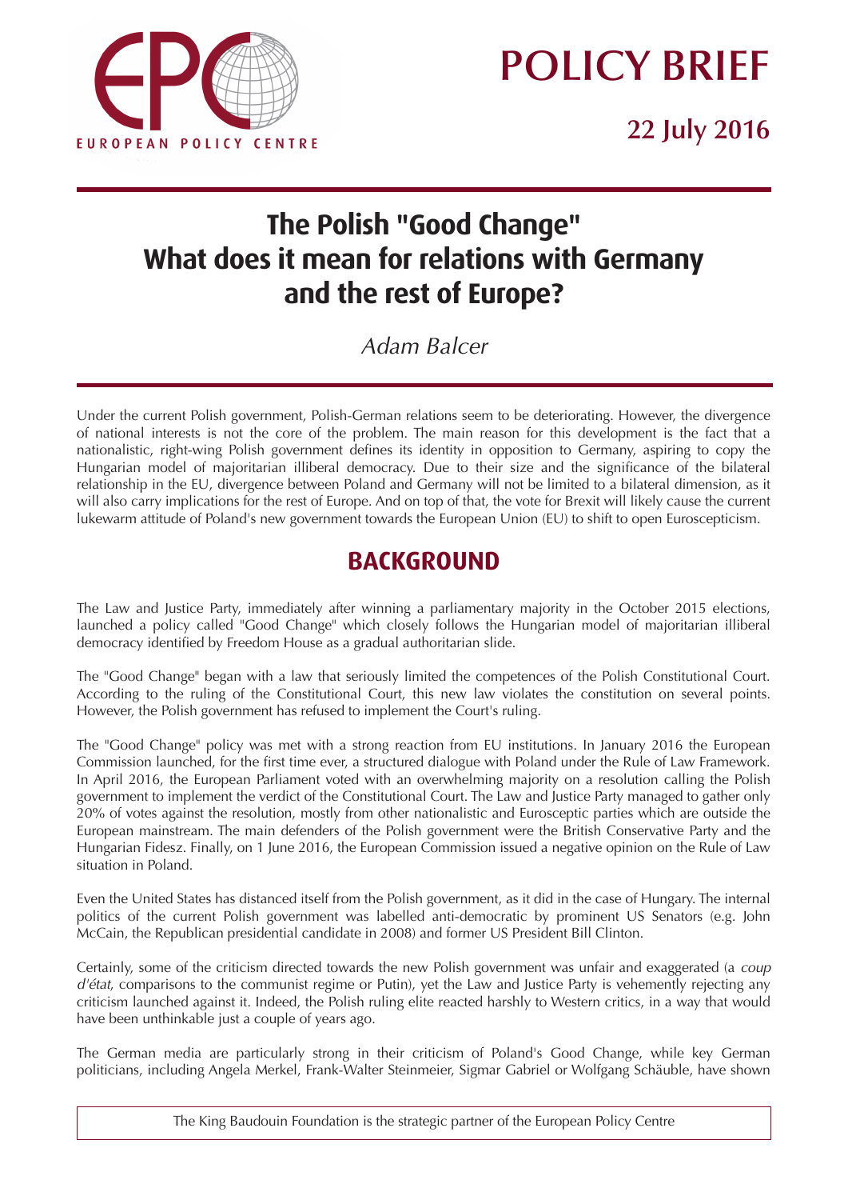EUROPEAN POLICY CENTRE

# POLICY BRIEF

**22 July 2016**

# The Polish "Good Change" What does it mean for relations with Germany and the rest of Europe?

*Adam Balcer*

Under the current Polish government, Polish-German relations seem to be deteriorating. However, the divergence of national interests is not the core of the problem. The main reason for this development is the fact that a nationalistic, right-wing Polish government defines its identity in opposition to Germany, aspiring to copy the Hungarian model of majoritarian illiberal democracy. Due to their size and the significance of the bilateral relationship in the EU, divergence between Poland and Germany will not be limited to a bilateral dimension, as it will also carry implications for the rest of Europe. And on top of that, the vote for Brexit will likely cause the current lukewarm attitude of Poland's new government towards the European Union (EU) to shift to open Euroscepticism.

## BACKGROUND

The Law and Justice Party, immediately after winning a parliamentary majority in the October 2015 elections, launched a policy called "Good Change" which closely follows the Hungarian model of majoritarian illiberal democracy identified by Freedom House as a gradual authoritarian slide.

The "Good Change" began with a law that seriously limited the competences of the Polish Constitutional Court. According to the ruling of the Constitutional Court, this new law violates the constitution on several points. However, the Polish government has refused to implement the Court's ruling.

The "Good Change" policy was met with a strong reaction from EU institutions. In January 2016 the European Commission launched, for the first time ever, a structured dialogue with Poland under the Rule of Law Framework. In April 2016, the European Parliament voted with an overwhelming majority on a resolution calling the Polish government to implement the verdict of the Constitutional Court. The Law and Justice Party managed to gather only 20% of votes against the resolution, mostly from other nationalistic and Eurosceptic parties which are outside the European mainstream. The main defenders of the Polish government were the British Conservative Party and the Hungarian Fidesz. Finally, on 1 June 2016, the European Commission issued a negative opinion on the Rule of Law situation in Poland.

Even the United States has distanced itself from the Polish government, as it did in the case of Hungary. The internal politics of the current Polish government was labelled anti-democratic by prominent US Senators (e.g. John McCain, the Republican presidential candidate in 2008) and former US President Bill Clinton.

Certainly, some of the criticism directed towards the new Polish government was unfair and exaggerated (a *coup d'état*, comparisons to the communist regime or Putin), yet the Law and Justice Party is vehemently rejecting any criticism launched against it. Indeed, the Polish ruling elite reacted harshly to Western critics, in a way that would have been unthinkable just a couple of years ago.

The German media are particularly strong in their criticism of Poland's Good Change, while key German politicians, including Angela Merkel, Frank-Walter Steinmeier, Sigmar Gabriel or Wolfgang Schäuble, have shown

The King Baudouin Foundation is the strategic partner of the European Policy Centre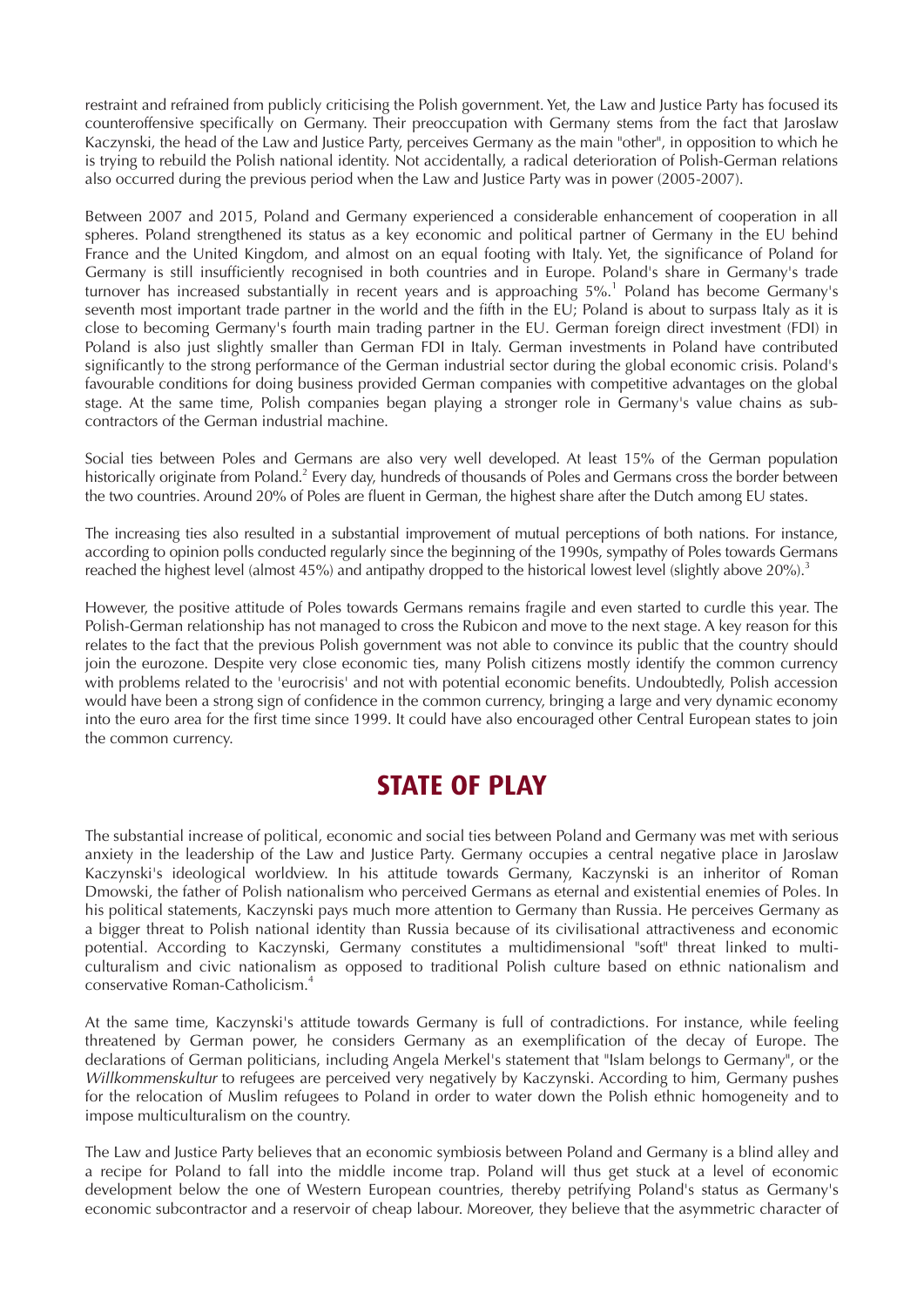restraint and refrained from publicly criticising the Polish government. Yet, the Law and Justice Party has focused its counteroffensive specifically on Germany. Their preoccupation with Germany stems from the fact that Jaroslaw Kaczynski, the head of the Law and Justice Party, perceives Germany as the main "other", in opposition to which he is trying to rebuild the Polish national identity. Not accidentally, a radical deterioration of Polish-German relations also occurred during the previous period when the Law and Justice Party was in power (2005-2007).

Between 2007 and 2015, Poland and Germany experienced a considerable enhancement of cooperation in all spheres. Poland strengthened its status as a key economic and political partner of Germany in the EU behind France and the United Kingdom, and almost on an equal footing with Italy. Yet, the significance of Poland for Germany is still insufficiently recognised in both countries and in Europe. Poland's share in Germany's trade turnover has increased substantially in recent years and is approaching 5%.[1] Poland has become Germany's seventh most important trade partner in the world and the fifth in the EU; Poland is about to surpass Italy as it is close to becoming Germany's fourth main trading partner in the EU. German foreign direct investment (FDI) in Poland is also just slightly smaller than German FDI in Italy. German investments in Poland have contributed significantly to the strong performance of the German industrial sector during the global economic crisis. Poland's favourable conditions for doing business provided German companies with competitive advantages on the global stage. At the same time, Polish companies began playing a stronger role in Germany's value chains as sub-contractors of the German industrial machine.

Social ties between Poles and Germans are also very well developed. At least 15% of the German population historically originate from Poland.[2] Every day, hundreds of thousands of Poles and Germans cross the border between the two countries. Around 20% of Poles are fluent in German, the highest share after the Dutch among EU states.

The increasing ties also resulted in a substantial improvement of mutual perceptions of both nations. For instance, according to opinion polls conducted regularly since the beginning of the 1990s, sympathy of Poles towards Germans reached the highest level (almost 45%) and antipathy dropped to the historical lowest level (slightly above 20%).[3]

However, the positive attitude of Poles towards Germans remains fragile and even started to curdle this year. The Polish-German relationship has not managed to cross the Rubicon and move to the next stage. A key reason for this relates to the fact that the previous Polish government was not able to convince its public that the country should join the eurozone. Despite very close economic ties, many Polish citizens mostly identify the common currency with problems related to the 'eurocrisis' and not with potential economic benefits. Undoubtedly, Polish accession would have been a strong sign of confidence in the common currency, bringing a large and very dynamic economy into the euro area for the first time since 1999. It could have also encouraged other Central European states to join the common currency.

## STATE OF PLAY

The substantial increase of political, economic and social ties between Poland and Germany was met with serious anxiety in the leadership of the Law and Justice Party. Germany occupies a central negative place in Jaroslaw Kaczynski's ideological worldview. In his attitude towards Germany, Kaczynski is an inheritor of Roman Dmowski, the father of Polish nationalism who perceived Germans as eternal and existential enemies of Poles. In his political statements, Kaczynski pays much more attention to Germany than Russia. He perceives Germany as a bigger threat to Polish national identity than Russia because of its civilisational attractiveness and economic potential. According to Kaczynski, Germany constitutes a multidimensional "soft" threat linked to multi-culturalism and civic nationalism as opposed to traditional Polish culture based on ethnic nationalism and conservative Roman-Catholicism.[4]

At the same time, Kaczynski's attitude towards Germany is full of contradictions. For instance, while feeling threatened by German power, he considers Germany as an exemplification of the decay of Europe. The declarations of German politicians, including Angela Merkel's statement that "Islam belongs to Germany", or the *Willkommenskultur* to refugees are perceived very negatively by Kaczynski. According to him, Germany pushes for the relocation of Muslim refugees to Poland in order to water down the Polish ethnic homogeneity and to impose multiculturalism on the country.

The Law and Justice Party believes that an economic symbiosis between Poland and Germany is a blind alley and a recipe for Poland to fall into the middle income trap. Poland will thus get stuck at a level of economic development below the one of Western European countries, thereby petrifying Poland's status as Germany's economic subcontractor and a reservoir of cheap labour. Moreover, they believe that the asymmetric character of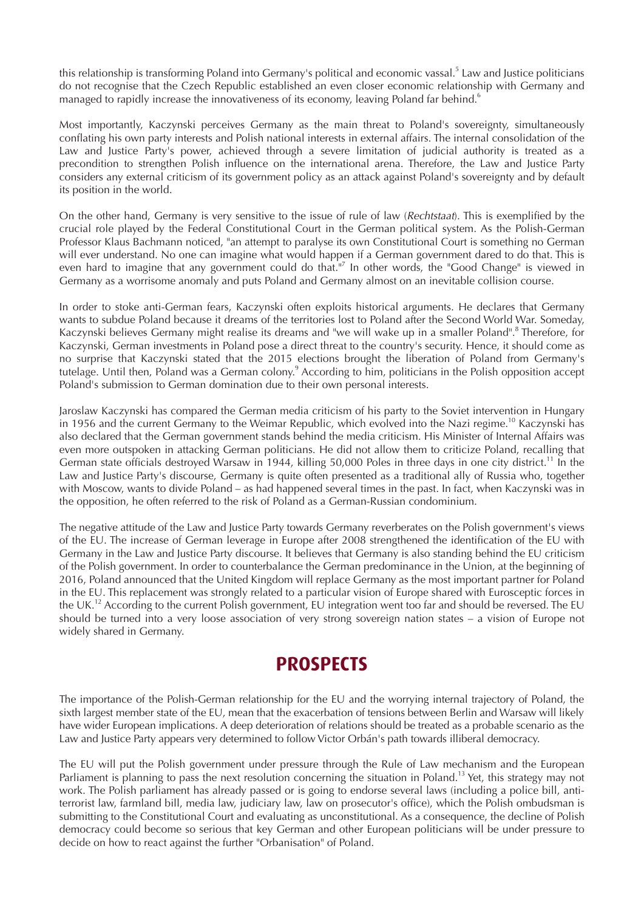this relationship is transforming Poland into Germany's political and economic vassal.[5] Law and Justice politicians do not recognise that the Czech Republic established an even closer economic relationship with Germany and managed to rapidly increase the innovativeness of its economy, leaving Poland far behind.[6]

Most importantly, Kaczynski perceives Germany as the main threat to Poland's sovereignty, simultaneously conflating his own party interests and Polish national interests in external affairs. The internal consolidation of the Law and Justice Party's power, achieved through a severe limitation of judicial authority is treated as a precondition to strengthen Polish influence on the international arena. Therefore, the Law and Justice Party considers any external criticism of its government policy as an attack against Poland's sovereignty and by default its position in the world.

On the other hand, Germany is very sensitive to the issue of rule of law (*Rechtstaat*). This is exemplified by the crucial role played by the Federal Constitutional Court in the German political system. As the Polish-German Professor Klaus Bachmann noticed, "an attempt to paralyse its own Constitutional Court is something no German will ever understand. No one can imagine what would happen if a German government dared to do that. This is even hard to imagine that any government could do that."[7] In other words, the "Good Change" is viewed in Germany as a worrisome anomaly and puts Poland and Germany almost on an inevitable collision course.

In order to stoke anti-German fears, Kaczynski often exploits historical arguments. He declares that Germany wants to subdue Poland because it dreams of the territories lost to Poland after the Second World War. Someday, Kaczynski believes Germany might realise its dreams and "we will wake up in a smaller Poland".[8] Therefore, for Kaczynski, German investments in Poland pose a direct threat to the country's security. Hence, it should come as no surprise that Kaczynski stated that the 2015 elections brought the liberation of Poland from Germany's tutelage. Until then, Poland was a German colony.[9] According to him, politicians in the Polish opposition accept Poland's submission to German domination due to their own personal interests.

Jaroslaw Kaczynski has compared the German media criticism of his party to the Soviet intervention in Hungary in 1956 and the current Germany to the Weimar Republic, which evolved into the Nazi regime.[10] Kaczynski has also declared that the German government stands behind the media criticism. His Minister of Internal Affairs was even more outspoken in attacking German politicians. He did not allow them to criticize Poland, recalling that German state officials destroyed Warsaw in 1944, killing 50,000 Poles in three days in one city district.[11] In the Law and Justice Party's discourse, Germany is quite often presented as a traditional ally of Russia who, together with Moscow, wants to divide Poland – as had happened several times in the past. In fact, when Kaczynski was in the opposition, he often referred to the risk of Poland as a German-Russian condominium.

The negative attitude of the Law and Justice Party towards Germany reverberates on the Polish government's views of the EU. The increase of German leverage in Europe after 2008 strengthened the identification of the EU with Germany in the Law and Justice Party discourse. It believes that Germany is also standing behind the EU criticism of the Polish government. In order to counterbalance the German predominance in the Union, at the beginning of 2016, Poland announced that the United Kingdom will replace Germany as the most important partner for Poland in the EU. This replacement was strongly related to a particular vision of Europe shared with Eurosceptic forces in the UK.[12] According to the current Polish government, EU integration went too far and should be reversed. The EU should be turned into a very loose association of very strong sovereign nation states – a vision of Europe not widely shared in Germany.

## PROSPECTS

The importance of the Polish-German relationship for the EU and the worrying internal trajectory of Poland, the sixth largest member state of the EU, mean that the exacerbation of tensions between Berlin and Warsaw will likely have wider European implications. A deep deterioration of relations should be treated as a probable scenario as the Law and Justice Party appears very determined to follow Victor Orbán's path towards illiberal democracy.

The EU will put the Polish government under pressure through the Rule of Law mechanism and the European Parliament is planning to pass the next resolution concerning the situation in Poland.[13] Yet, this strategy may not work. The Polish parliament has already passed or is going to endorse several laws (including a police bill, anti-terrorist law, farmland bill, media law, judiciary law, law on prosecutor's office), which the Polish ombudsman is submitting to the Constitutional Court and evaluating as unconstitutional. As a consequence, the decline of Polish democracy could become so serious that key German and other European politicians will be under pressure to decide on how to react against the further "Orbanisation" of Poland.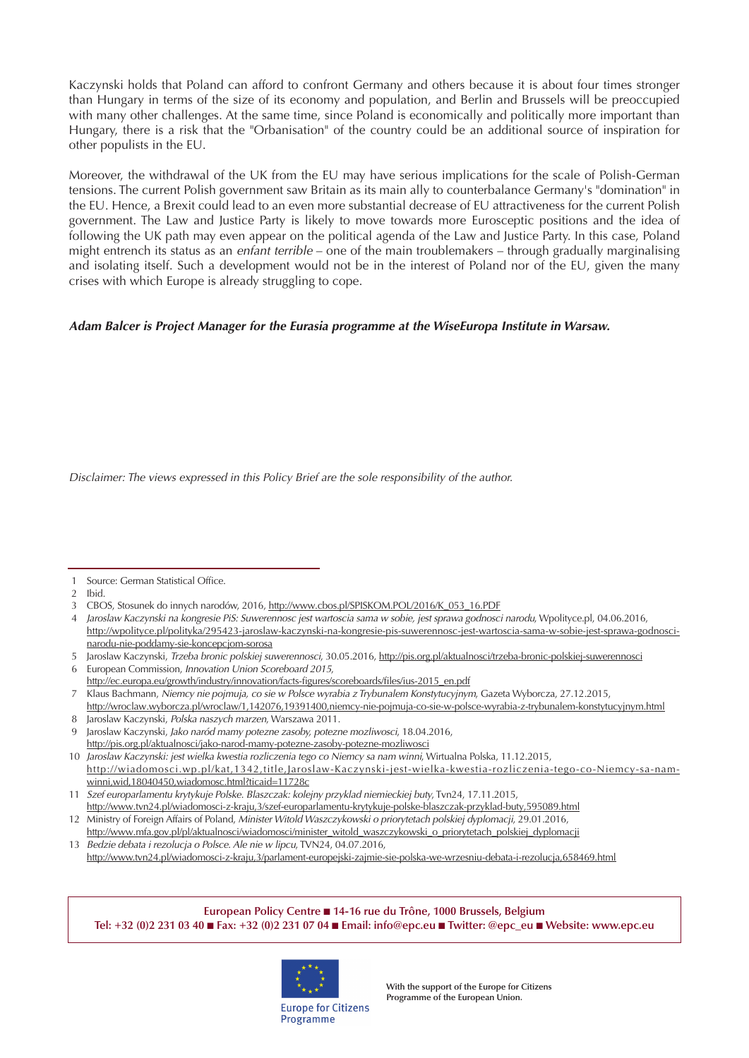Kaczynski holds that Poland can afford to confront Germany and others because it is about four times stronger than Hungary in terms of the size of its economy and population, and Berlin and Brussels will be preoccupied with many other challenges. At the same time, since Poland is economically and politically more important than Hungary, there is a risk that the "Orbanisation" of the country could be an additional source of inspiration for other populists in the EU.

Moreover, the withdrawal of the UK from the EU may have serious implications for the scale of Polish-German tensions. The current Polish government saw Britain as its main ally to counterbalance Germany's "domination" in the EU. Hence, a Brexit could lead to an even more substantial decrease of EU attractiveness for the current Polish government. The Law and Justice Party is likely to move towards more Eurosceptic positions and the idea of following the UK path may even appear on the political agenda of the Law and Justice Party. In this case, Poland might entrench its status as an *enfant terrible* – one of the main troublemakers – through gradually marginalising and isolating itself. Such a development would not be in the interest of Poland nor of the EU, given the many crises with which Europe is already struggling to cope.

***Adam Balcer is Project Manager for the Eurasia programme at the WiseEuropa Institute in Warsaw.***

*Disclaimer: The views expressed in this Policy Brief are the sole responsibility of the author.*

---

1 Source: German Statistical Office.
2 Ibid.
3 CBOS, Stosunek do innych narodów, 2016, http://www.cbos.pl/SPISKOM.POL/2016/K_053_16.PDF
4 *Jaroslaw Kaczynski na kongresie PiS: Suwerennosc jest wartoscia sama w sobie, jest sprawa godnosci narodu*, Wpolityce.pl, 04.06.2016, http://wpolityce.pl/polityka/295423-jaroslaw-kaczynski-na-kongresie-pis-suwerennosc-jest-wartoscia-sama-w-sobie-jest-sprawa-godnosci-narodu-nie-poddamy-sie-koncepcjom-sorosa
5 Jaroslaw Kaczynski, *Trzeba bronic polskiej suwerennosci*, 30.05.2016, http://pis.org.pl/aktualnosci/trzeba-bronic-polskiej-suwerennosci
6 European Commission, *Innovation Union Scoreboard 2015*, http://ec.europa.eu/growth/industry/innovation/facts-figures/scoreboards/files/ius-2015_en.pdf
7 Klaus Bachmann, *Niemcy nie pojmuja, co sie w Polsce wyrabia z Trybunalem Konstytucyjnym*, Gazeta Wyborcza, 27.12.2015, http://wroclaw.wyborcza.pl/wroclaw/1,142076,19391400,niemcy-nie-pojmuja-co-sie-w-polsce-wyrabia-z-trybunalem-konstytucyjnym.html
8 Jaroslaw Kaczynski, *Polska naszych marzen*, Warszawa 2011.
9 Jaroslaw Kaczynski, *Jako naród mamy potezne zasoby, potezne mozliwosci*, 18.04.2016, http://pis.org.pl/aktualnosci/jako-narod-mamy-potezne-zasoby-potezne-mozliwosci
10 *Jaroslaw Kaczynski: jest wielka kwestia rozliczenia tego co Niemcy sa nam winni*, Wirtualna Polska, 11.12.2015, http://wiadomosci.wp.pl/kat,1342,title,Jaroslaw-Kaczynski-jest-wielka-kwestia-rozliczenia-tego-co-Niemcy-sa-nam-winni,wid,18040450,wiadomosc.html?ticaid=11728c
11 *Szef europarlamentu krytykuje Polske. Blaszczak: kolejny przyklad niemieckiej buty*, Tvn24, 17.11.2015, http://www.tvn24.pl/wiadomosci-z-kraju,3/szef-europarlamentu-krytykuje-polske-blaszczak-przyklad-buty,595089.html
12 Ministry of Foreign Affairs of Poland, *Minister Witold Waszczykowski o priorytetach polskiej dyplomacji*, 29.01.2016, http://www.mfa.gov.pl/pl/aktualnosci/wiadomosci/minister_witold_waszczykowski_o_priorytetach_polskiej_dyplomacji
13 *Bedzie debata i rezolucja o Polsce. Ale nie w lipcu*, TVN24, 04.07.2016, http://www.tvn24.pl/wiadomosci-z-kraju,3/parlament-europejski-zajmie-sie-polska-we-wrzesniu-debata-i-rezolucja,658469.html

**European Policy Centre ■ 14-16 rue du Trône, 1000 Brussels, Belgium**
**Tel: +32 (0)2 231 03 40 ■ Fax: +32 (0)2 231 07 04 ■ Email: info@epc.eu ■ Twitter: @epc_eu ■ Website: www.epc.eu**

Europe for Citizens Programme

With the support of the Europe for Citizens Programme of the European Union.